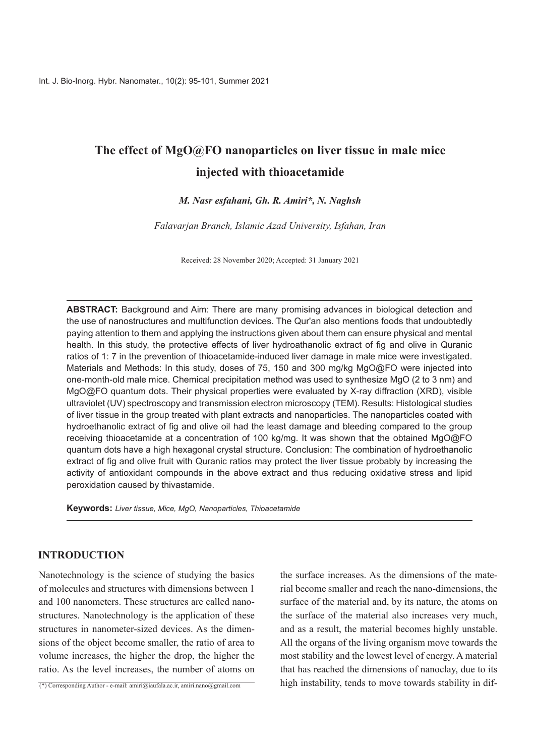# The effect of MgO@FO nanoparticles on liver tissue in male mice injected with thioacetamide

*M. Nasr esfahani, Gh. R. Amiri\*, N. Naghsh*

*Falavarjan Branch, Islamic Azad University, Isfahan, Iran*

Received: 28 November 2020; Accepted: 31 January 2021

**ABSTRACT:** Background and Aim: There are many promising advances in biological detection and the use of nanostructures and multifunction devices. The Qur'an also mentions foods that undoubtedly paying attention to them and applying the instructions given about them can ensure physical and mental health. In this study, the protective effects of liver hydroathanolic extract of fig and olive in Quranic ratios of 1: 7 in the prevention of thioacetamide-induced liver damage in male mice were investigated. Materials and Methods: In this study, doses of 75, 150 and 300 mg/kg MgO@FO were injected into one-month-old male mice. Chemical precipitation method was used to synthesize MgO (2 to 3 nm) and MgO@FO quantum dots. Their physical properties were evaluated by X-ray diffraction (XRD), visible ultraviolet (UV) spectroscopy and transmission electron microscopy (TEM). Results: Histological studies of liver tissue in the group treated with plant extracts and nanoparticles. The nanoparticles coated with hydroethanolic extract of fig and olive oil had the least damage and bleeding compared to the group receiving thioacetamide at a concentration of 100 kg/mg. It was shown that the obtained MgO@FO quantum dots have a high hexagonal crystal structure. Conclusion: The combination of hydroethanolic extract of fig and olive fruit with Quranic ratios may protect the liver tissue probably by increasing the activity of antioxidant compounds in the above extract and thus reducing oxidative stress and lipid peroxidation caused by thivastamide.

**Keywords:** *Liver tissue, Mice, MgO, Nanoparticles, Thioacetamide*

## INTRODUCTION

Nanotechnology is the science of studying the basics of molecules and structures with dimensions between 1 and 100 nanometers. These structures are called nanostructures. Nanotechnology is the application of these structures in nanometer-sized devices. As the dimensions of the object become smaller, the ratio of area to volume increases, the higher the drop, the higher the ratio. As the level increases, the number of atoms on the surface increases. As the dimensions of the material become smaller and reach the nano-dimensions, the surface of the material and, by its nature, the atoms on the surface of the material also increases very much, and as a result, the material becomes highly unstable. All the organs of the living organism move towards the most stability and the lowest level of energy. A material that has reached the dimensions of nanoclay, due to its high instability, tends to move towards stability in dif-

(\*) Corresponding Author - e-mail: amiri@iaufala.ac.ir, amiri.nano@gmail.com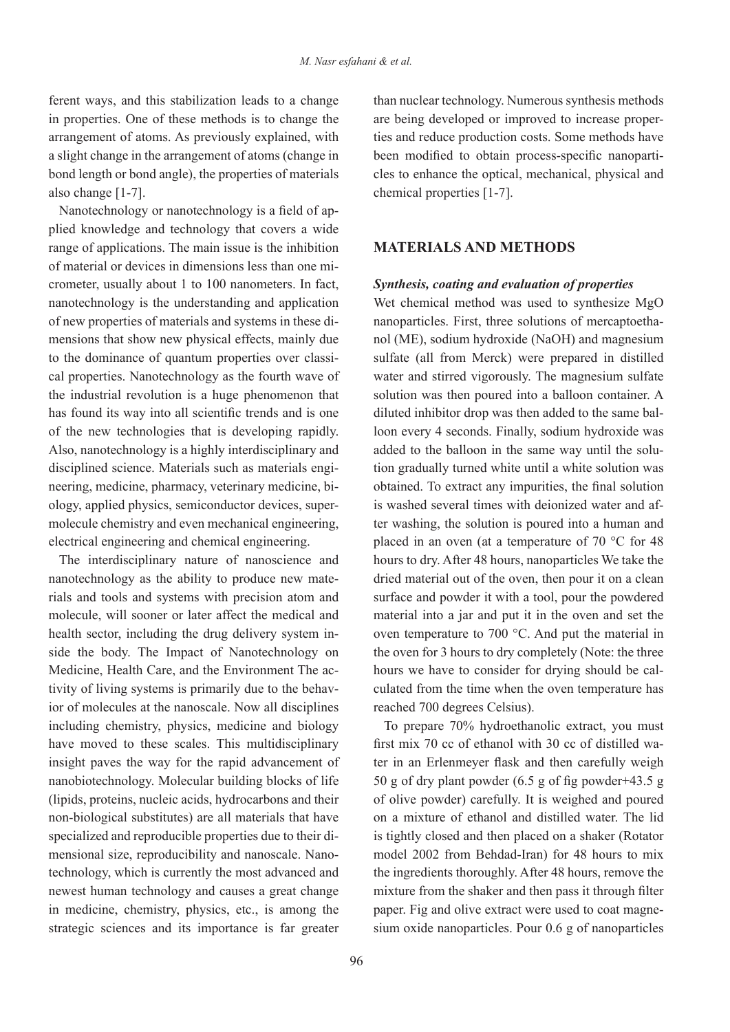ferent ways, and this stabilization leads to a change in properties. One of these methods is to change the arrangement of atoms. As previously explained, with a slight change in the arrangement of atoms (change in bond length or bond angle), the properties of materials also change [1-7].

Nanotechnology or nanotechnology is a field of applied knowledge and technology that covers a wide range of applications. The main issue is the inhibition of material or devices in dimensions less than one micrometer, usually about 1 to 100 nanometers. In fact, nanotechnology is the understanding and application of new properties of materials and systems in these dimensions that show new physical effects, mainly due to the dominance of quantum properties over classical properties. Nanotechnology as the fourth wave of the industrial revolution is a huge phenomenon that has found its way into all scientific trends and is one of the new technologies that is developing rapidly. Also, nanotechnology is a highly interdisciplinary and disciplined science. Materials such as materials engineering, medicine, pharmacy, veterinary medicine, biology, applied physics, semiconductor devices, supermolecule chemistry and even mechanical engineering, electrical engineering and chemical engineering.

The interdisciplinary nature of nanoscience and nanotechnology as the ability to produce new materials and tools and systems with precision atom and molecule, will sooner or later affect the medical and health sector, including the drug delivery system inside the body. The Impact of Nanotechnology on Medicine, Health Care, and the Environment The activity of living systems is primarily due to the behavior of molecules at the nanoscale. Now all disciplines including chemistry, physics, medicine and biology have moved to these scales. This multidisciplinary insight paves the way for the rapid advancement of nanobiotechnology. Molecular building blocks of life (lipids, proteins, nucleic acids, hydrocarbons and their non-biological substitutes) are all materials that have specialized and reproducible properties due to their dimensional size, reproducibility and nanoscale. Nanotechnology, which is currently the most advanced and newest human technology and causes a great change in medicine, chemistry, physics, etc., is among the strategic sciences and its importance is far greater than nuclear technology. Numerous synthesis methods are being developed or improved to increase properties and reduce production costs. Some methods have been modified to obtain process-specific nanoparticles to enhance the optical, mechanical, physical and chemical properties [1-7].

## MATERIALS AND METHODS

### *Synthesis, coating and evaluation of properties*

Wet chemical method was used to synthesize MgO nanoparticles. First, three solutions of mercaptoethanol (ME), sodium hydroxide (NaOH) and magnesium sulfate (all from Merck) were prepared in distilled water and stirred vigorously. The magnesium sulfate solution was then poured into a balloon container. A diluted inhibitor drop was then added to the same balloon every 4 seconds. Finally, sodium hydroxide was added to the balloon in the same way until the solution gradually turned white until a white solution was obtained. To extract any impurities, the final solution is washed several times with deionized water and after washing, the solution is poured into a human and placed in an oven (at a temperature of 70 °C for 48 hours to dry. After 48 hours, nanoparticles We take the dried material out of the oven, then pour it on a clean surface and powder it with a tool, pour the powdered material into a jar and put it in the oven and set the oven temperature to 700 °C. And put the material in the oven for 3 hours to dry completely (Note: the three hours we have to consider for drying should be calculated from the time when the oven temperature has reached 700 degrees Celsius).

To prepare 70% hydroethanolic extract, you must first mix 70 cc of ethanol with 30 cc of distilled water in an Erlenmeyer flask and then carefully weigh 50 g of dry plant powder (6.5 g of fig powder+43.5 g of olive powder) carefully. It is weighed and poured on a mixture of ethanol and distilled water. The lid is tightly closed and then placed on a shaker (Rotator model 2002 from Behdad-Iran) for 48 hours to mix the ingredients thoroughly. After 48 hours, remove the mixture from the shaker and then pass it through filter paper. Fig and olive extract were used to coat magnesium oxide nanoparticles. Pour 0.6 g of nanoparticles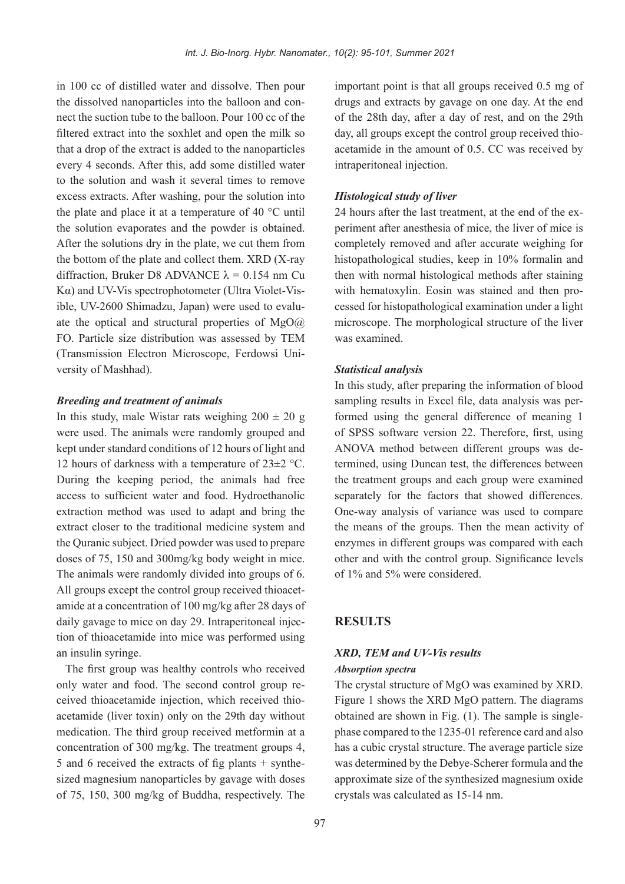in 100 cc of distilled water and dissolve. Then pour the dissolved nanoparticles into the balloon and connect the suction tube to the balloon. Pour 100 cc of the filtered extract into the soxhlet and open the milk so that a drop of the extract is added to the nanoparticles every 4 seconds. After this, add some distilled water to the solution and wash it several times to remove excess extracts. After washing, pour the solution into the plate and place it at a temperature of 40 °C until the solution evaporates and the powder is obtained. After the solutions dry in the plate, we cut them from the bottom of the plate and collect them. XRD (X-ray diffraction, Bruker D8 ADVANCE $\lambda = 0.154$ nm Cu K$\alpha$) and UV-Vis spectrophotometer (Ultra Violet-Visible, UV-2600 Shimadzu, Japan) were used to evaluate the optical and structural properties of MgO@FO. Particle size distribution was assessed by TEM (Transmission Electron Microscope, Ferdowsi University of Mashhad).

### *Breeding and treatment of animals*

In this study, male Wistar rats weighing $200 \pm 20$ g were used. The animals were randomly grouped and kept under standard conditions of 12 hours of light and 12 hours of darkness with a temperature of 23±2 °C. During the keeping period, the animals had free access to sufficient water and food. Hydroethanolic extraction method was used to adapt and bring the extract closer to the traditional medicine system and the Quranic subject. Dried powder was used to prepare doses of 75, 150 and 300mg/kg body weight in mice. The animals were randomly divided into groups of 6. All groups except the control group received thioacetamide at a concentration of 100 mg/kg after 28 days of daily gavage to mice on day 29. Intraperitoneal injection of thioacetamide into mice was performed using an insulin syringe.

The first group was healthy controls who received only water and food. The second control group received thioacetamide injection, which received thioacetamide (liver toxin) only on the 29th day without medication. The third group received metformin at a concentration of 300 mg/kg. The treatment groups 4, 5 and 6 received the extracts of fig plants + synthesized magnesium nanoparticles by gavage with doses of 75, 150, 300 mg/kg of Buddha, respectively. The important point is that all groups received 0.5 mg of drugs and extracts by gavage on one day. At the end of the 28th day, after a day of rest, and on the 29th day, all groups except the control group received thioacetamide in the amount of 0.5. CC was received by intraperitoneal injection.

### *Histological study of liver*

24 hours after the last treatment, at the end of the experiment after anesthesia of mice, the liver of mice is completely removed and after accurate weighing for histopathological studies, keep in 10% formalin and then with normal histological methods after staining with hematoxylin. Eosin was stained and then processed for histopathological examination under a light microscope. The morphological structure of the liver was examined.

### *Statistical analysis*

In this study, after preparing the information of blood sampling results in Excel file, data analysis was performed using the general difference of meaning 1 of SPSS software version 22. Therefore, first, using ANOVA method between different groups was determined, using Duncan test, the differences between the treatment groups and each group were examined separately for the factors that showed differences. One-way analysis of variance was used to compare the means of the groups. Then the mean activity of enzymes in different groups was compared with each other and with the control group. Significance levels of 1% and 5% were considered.

## RESULTS

### *XRD, TEM and UV-Vis results*

#### *Absorption spectra*

The crystal structure of MgO was examined by XRD. Figure 1 shows the XRD MgO pattern. The diagrams obtained are shown in Fig. (1). The sample is single-phase compared to the 1235-01 reference card and also has a cubic crystal structure. The average particle size was determined by the Debye-Scherer formula and the approximate size of the synthesized magnesium oxide crystals was calculated as 15-14 nm.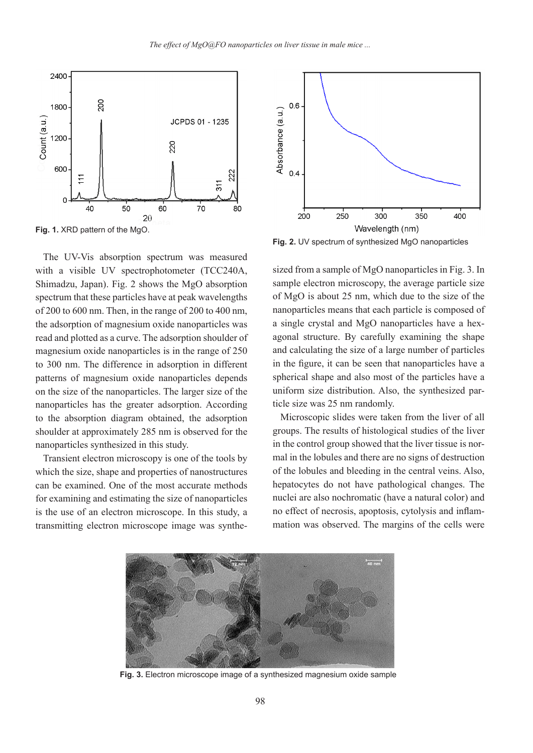Fig. 1. XRD pattern of the MgO.

Fig. 2. UV spectrum of synthesized MgO nanoparticles

The UV-Vis absorption spectrum was measured with a visible UV spectrophotometer (TCC240A, Shimadzu, Japan). Fig. 2 shows the MgO absorption spectrum that these particles have at peak wavelengths of 200 to 600 nm. Then, in the range of 200 to 400 nm, the adsorption of magnesium oxide nanoparticles was read and plotted as a curve. The adsorption shoulder of magnesium oxide nanoparticles is in the range of 250 to 300 nm. The difference in adsorption in different patterns of magnesium oxide nanoparticles depends on the size of the nanoparticles. The larger size of the nanoparticles has the greater adsorption. According to the absorption diagram obtained, the adsorption shoulder at approximately 285 nm is observed for the nanoparticles synthesized in this study.

Transient electron microscopy is one of the tools by which the size, shape and properties of nanostructures can be examined. One of the most accurate methods for examining and estimating the size of nanoparticles is the use of an electron microscope. In this study, a transmitting electron microscope image was synthesized from a sample of MgO nanoparticles in Fig. 3. In sample electron microscopy, the average particle size of MgO is about 25 nm, which due to the size of the nanoparticles means that each particle is composed of a single crystal and MgO nanoparticles have a hexagonal structure. By carefully examining the shape and calculating the size of a large number of particles in the figure, it can be seen that nanoparticles have a spherical shape and also most of the particles have a uniform size distribution. Also, the synthesized particle size was 25 nm randomly.

Microscopic slides were taken from the liver of all groups. The results of histological studies of the liver in the control group showed that the liver tissue is normal in the lobules and there are no signs of destruction of the lobules and bleeding in the central veins. Also, hepatocytes do not have pathological changes. The nuclei are also nochromatic (have a natural color) and no effect of necrosis, apoptosis, cytolysis and inflammation was observed. The margins of the cells were

Fig. 3. Electron microscope image of a synthesized magnesium oxide sample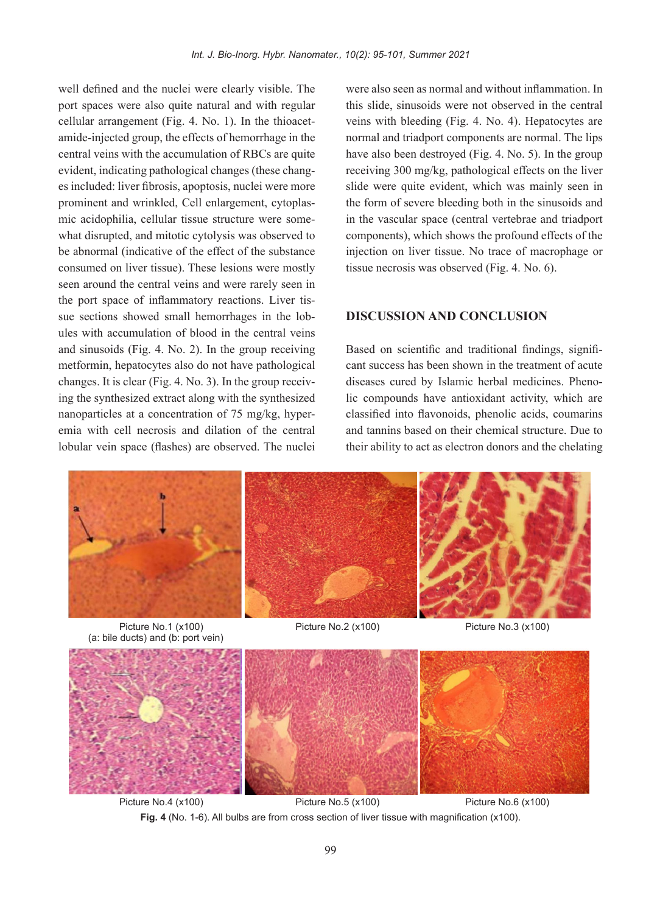well defined and the nuclei were clearly visible. The port spaces were also quite natural and with regular cellular arrangement (Fig. 4. No. 1). In the thioacetamide-injected group, the effects of hemorrhage in the central veins with the accumulation of RBCs are quite evident, indicating pathological changes (these changes included: liver fibrosis, apoptosis, nuclei were more prominent and wrinkled, Cell enlargement, cytoplasmic acidophilia, cellular tissue structure were somewhat disrupted, and mitotic cytolysis was observed to be abnormal (indicative of the effect of the substance consumed on liver tissue). These lesions were mostly seen around the central veins and were rarely seen in the port space of inflammatory reactions. Liver tissue sections showed small hemorrhages in the lobules with accumulation of blood in the central veins and sinusoids (Fig. 4. No. 2). In the group receiving metformin, hepatocytes also do not have pathological changes. It is clear (Fig. 4. No. 3). In the group receiving the synthesized extract along with the synthesized nanoparticles at a concentration of 75 mg/kg, hyperemia with cell necrosis and dilation of the central lobular vein space (flashes) are observed. The nuclei were also seen as normal and without inflammation. In this slide, sinusoids were not observed in the central veins with bleeding (Fig. 4. No. 4). Hepatocytes are normal and triadport components are normal. The lips have also been destroyed (Fig. 4. No. 5). In the group receiving 300 mg/kg, pathological effects on the liver slide were quite evident, which was mainly seen in the form of severe bleeding both in the sinusoids and in the vascular space (central vertebrae and triadport components), which shows the profound effects of the injection on liver tissue. No trace of macrophage or tissue necrosis was observed (Fig. 4. No. 6).

## DISCUSSION AND CONCLUSION

Based on scientific and traditional findings, significant success has been shown in the treatment of acute diseases cured by Islamic herbal medicines. Phenolic compounds have antioxidant activity, which are classified into flavonoids, phenolic acids, coumarins and tannins based on their chemical structure. Due to their ability to act as electron donors and the chelating

Picture No.1 (x100)
(a: bile ducts) and (b: port vein)

Picture No.2 (x100)

Picture No.3 (x100)

Picture No.4 (x100)

Picture No.5 (x100)

Picture No.6 (x100)

**Fig. 4** (No. 1-6). All bulbs are from cross section of liver tissue with magnification (x100).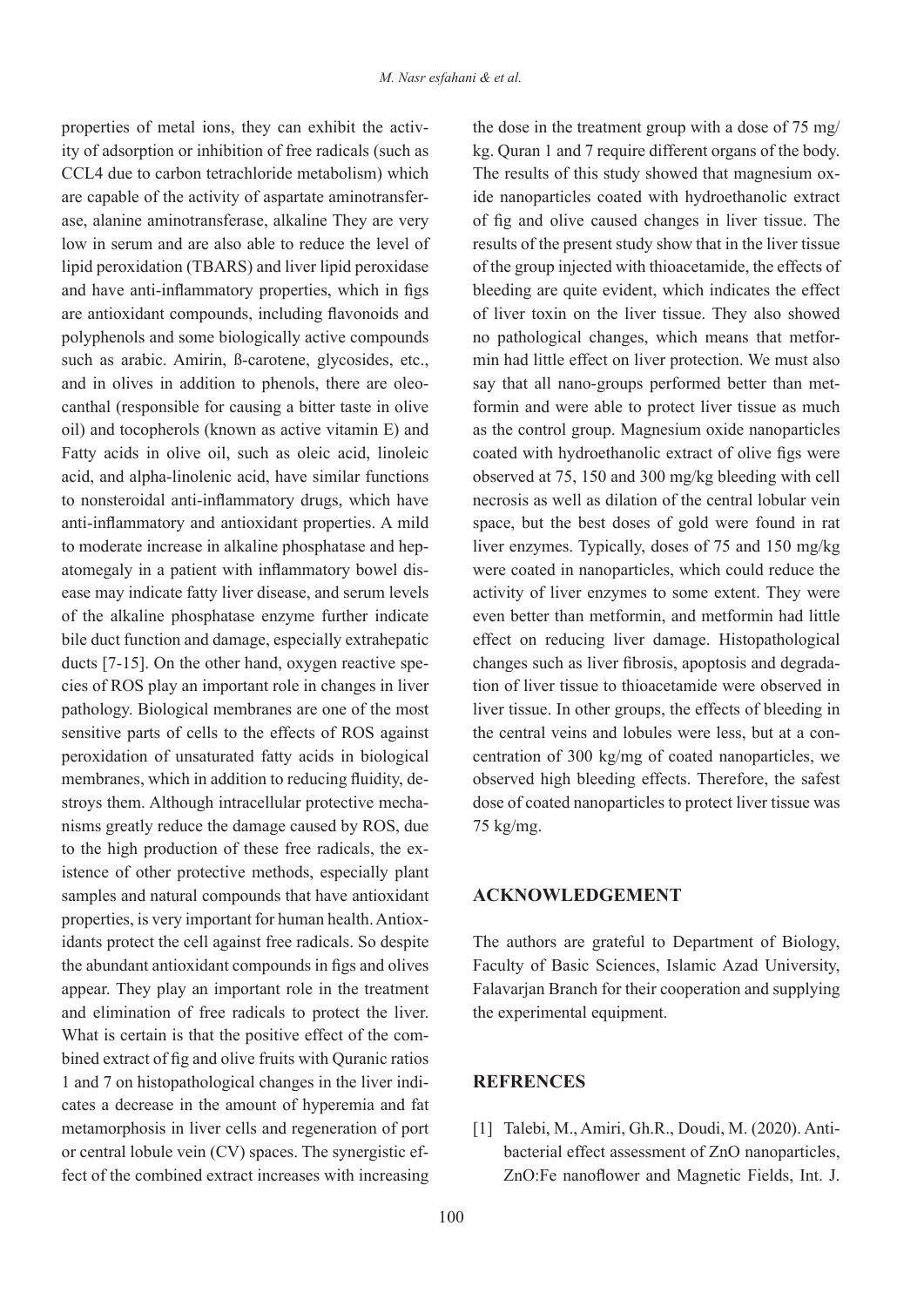properties of metal ions, they can exhibit the activity of adsorption or inhibition of free radicals (such as CCL4 due to carbon tetrachloride metabolism) which are capable of the activity of aspartate aminotransferase, alanine aminotransferase, alkaline They are very low in serum and are also able to reduce the level of lipid peroxidation (TBARS) and liver lipid peroxidase and have anti-inflammatory properties, which in figs are antioxidant compounds, including flavonoids and polyphenols and some biologically active compounds such as arabic. Amirin, ß-carotene, glycosides, etc., and in olives in addition to phenols, there are oleocanthal (responsible for causing a bitter taste in olive oil) and tocopherols (known as active vitamin E) and Fatty acids in olive oil, such as oleic acid, linoleic acid, and alpha-linolenic acid, have similar functions to nonsteroidal anti-inflammatory drugs, which have anti-inflammatory and antioxidant properties. A mild to moderate increase in alkaline phosphatase and hepatomegaly in a patient with inflammatory bowel disease may indicate fatty liver disease, and serum levels of the alkaline phosphatase enzyme further indicate bile duct function and damage, especially extrahepatic ducts [7-15]. On the other hand, oxygen reactive species of ROS play an important role in changes in liver pathology. Biological membranes are one of the most sensitive parts of cells to the effects of ROS against peroxidation of unsaturated fatty acids in biological membranes, which in addition to reducing fluidity, destroys them. Although intracellular protective mechanisms greatly reduce the damage caused by ROS, due to the high production of these free radicals, the existence of other protective methods, especially plant samples and natural compounds that have antioxidant properties, is very important for human health. Antioxidants protect the cell against free radicals. So despite the abundant antioxidant compounds in figs and olives appear. They play an important role in the treatment and elimination of free radicals to protect the liver. What is certain is that the positive effect of the combined extract of fig and olive fruits with Quranic ratios 1 and 7 on histopathological changes in the liver indicates a decrease in the amount of hyperemia and fat metamorphosis in liver cells and regeneration of port or central lobule vein (CV) spaces. The synergistic effect of the combined extract increases with increasing the dose in the treatment group with a dose of 75 mg/kg. Quran 1 and 7 require different organs of the body. The results of this study showed that magnesium oxide nanoparticles coated with hydroethanolic extract of fig and olive caused changes in liver tissue. The results of the present study show that in the liver tissue of the group injected with thioacetamide, the effects of bleeding are quite evident, which indicates the effect of liver toxin on the liver tissue. They also showed no pathological changes, which means that metformin had little effect on liver protection. We must also say that all nano-groups performed better than metformin and were able to protect liver tissue as much as the control group. Magnesium oxide nanoparticles coated with hydroethanolic extract of olive figs were observed at 75, 150 and 300 mg/kg bleeding with cell necrosis as well as dilation of the central lobular vein space, but the best doses of gold were found in rat liver enzymes. Typically, doses of 75 and 150 mg/kg were coated in nanoparticles, which could reduce the activity of liver enzymes to some extent. They were even better than metformin, and metformin had little effect on reducing liver damage. Histopathological changes such as liver fibrosis, apoptosis and degradation of liver tissue to thioacetamide were observed in liver tissue. In other groups, the effects of bleeding in the central veins and lobules were less, but at a concentration of 300 kg/mg of coated nanoparticles, we observed high bleeding effects. Therefore, the safest dose of coated nanoparticles to protect liver tissue was 75 kg/mg.

## ACKNOWLEDGEMENT

The authors are grateful to Department of Biology, Faculty of Basic Sciences, Islamic Azad University, Falavarjan Branch for their cooperation and supplying the experimental equipment.

## REFRENCES

[1] Talebi, M., Amiri, Gh.R., Doudi, M. (2020). Antibacterial effect assessment of ZnO nanoparticles, ZnO:Fe nanoflower and Magnetic Fields, Int. J.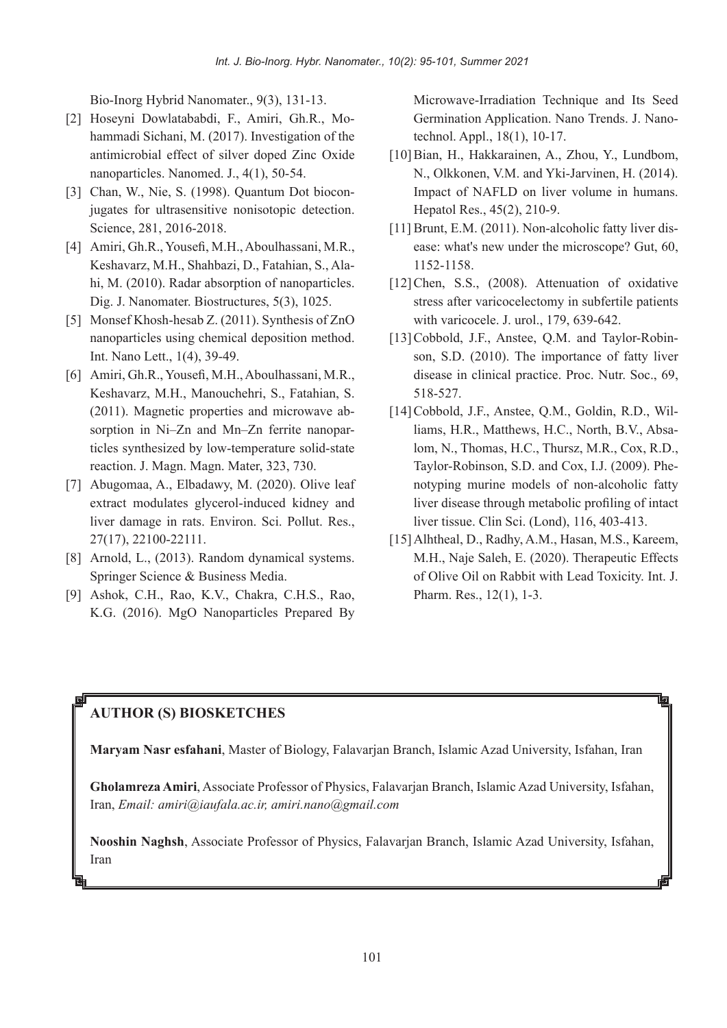Bio-Inorg Hybrid Nanomater., 9(3), 131-13.

[2] Hoseyni Dowlatababdi, F., Amiri, Gh.R., Mohammadi Sichani, M. (2017). Investigation of the antimicrobial effect of silver doped Zinc Oxide nanoparticles. Nanomed. J., 4(1), 50-54.

[3] Chan, W., Nie, S. (1998). Quantum Dot bioconjugates for ultrasensitive nonisotopic detection. Science, 281, 2016-2018.

[4] Amiri, Gh.R., Yousefi, M.H., Aboulhassani, M.R., Keshavarz, M.H., Shahbazi, D., Fatahian, S., Alahi, M. (2010). Radar absorption of nanoparticles. Dig. J. Nanomater. Biostructures, 5(3), 1025.

[5] Monsef Khosh-hesab Z. (2011). Synthesis of ZnO nanoparticles using chemical deposition method. Int. Nano Lett., 1(4), 39-49.

[6] Amiri, Gh.R., Yousefi, M.H., Aboulhassani, M.R., Keshavarz, M.H., Manouchehri, S., Fatahian, S. (2011). Magnetic properties and microwave absorption in Ni–Zn and Mn–Zn ferrite nanoparticles synthesized by low-temperature solid-state reaction. J. Magn. Magn. Mater, 323, 730.

[7] Abugomaa, A., Elbadawy, M. (2020). Olive leaf extract modulates glycerol-induced kidney and liver damage in rats. Environ. Sci. Pollut. Res., 27(17), 22100-22111.

[8] Arnold, L., (2013). Random dynamical systems. Springer Science & Business Media.

[9] Ashok, C.H., Rao, K.V., Chakra, C.H.S., Rao, K.G. (2016). MgO Nanoparticles Prepared By Microwave-Irradiation Technique and Its Seed Germination Application. Nano Trends. J. Nanotechnol. Appl., 18(1), 10-17.

[10] Bian, H., Hakkarainen, A., Zhou, Y., Lundbom, N., Olkkonen, V.M. and Yki-Jarvinen, H. (2014). Impact of NAFLD on liver volume in humans. Hepatol Res., 45(2), 210-9.

[11] Brunt, E.M. (2011). Non-alcoholic fatty liver disease: what's new under the microscope? Gut, 60, 1152-1158.

[12] Chen, S.S., (2008). Attenuation of oxidative stress after varicocelectomy in subfertile patients with varicocele. J. urol., 179, 639-642.

[13] Cobbold, J.F., Anstee, Q.M. and Taylor-Robinson, S.D. (2010). The importance of fatty liver disease in clinical practice. Proc. Nutr. Soc., 69, 518-527.

[14] Cobbold, J.F., Anstee, Q.M., Goldin, R.D., Williams, H.R., Matthews, H.C., North, B.V., Absalom, N., Thomas, H.C., Thursz, M.R., Cox, R.D., Taylor-Robinson, S.D. and Cox, I.J. (2009). Phenotyping murine models of non-alcoholic fatty liver disease through metabolic profiling of intact liver tissue. Clin Sci. (Lond), 116, 403-413.

[15] Alhtheal, D., Radhy, A.M., Hasan, M.S., Kareem, M.H., Naje Saleh, E. (2020). Therapeutic Effects of Olive Oil on Rabbit with Lead Toxicity. Int. J. Pharm. Res., 12(1), 1-3.

## AUTHOR (S) BIOSKETCHES

**Maryam Nasr esfahani**, Master of Biology, Falavarjan Branch, Islamic Azad University, Isfahan, Iran

**Gholamreza Amiri**, Associate Professor of Physics, Falavarjan Branch, Islamic Azad University, Isfahan, Iran, *Email: amiri@iaufala.ac.ir, amiri.nano@gmail.com*

**Nooshin Naghsh**, Associate Professor of Physics, Falavarjan Branch, Islamic Azad University, Isfahan, Iran